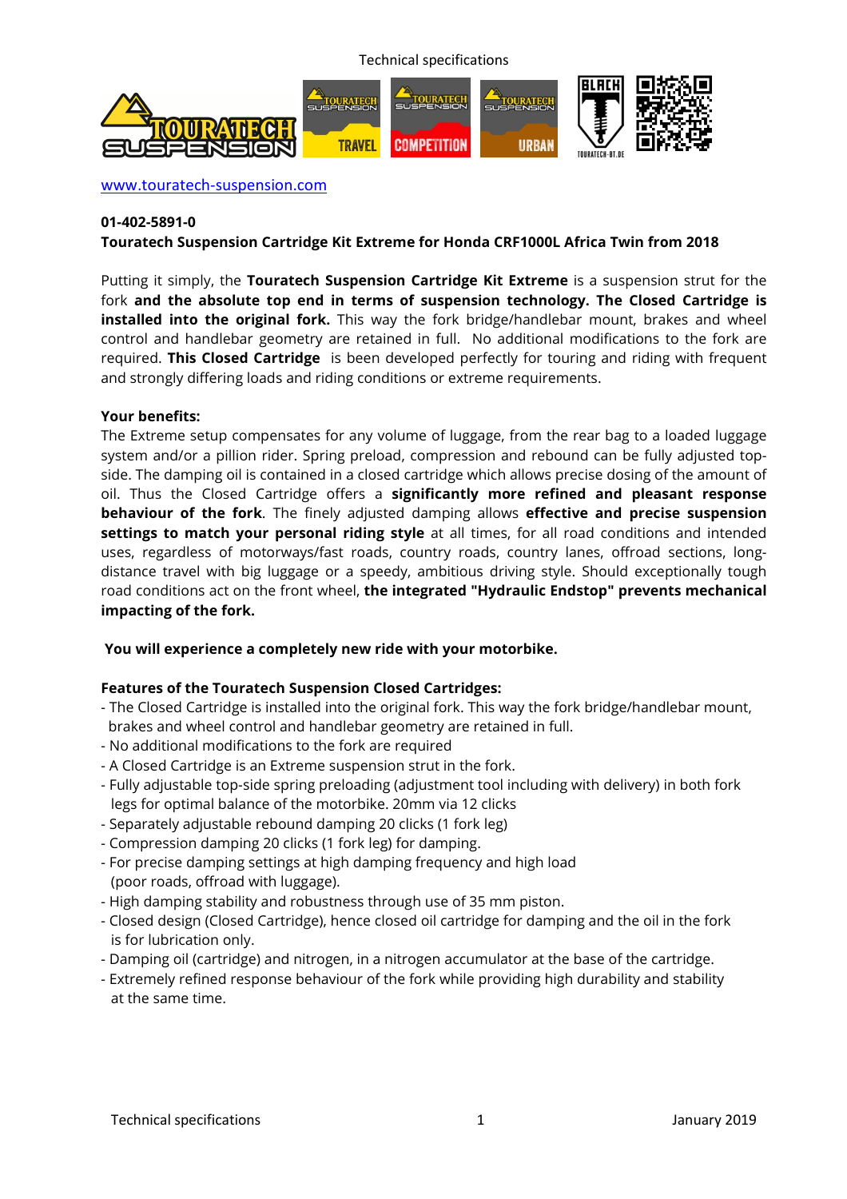www.touratech-suspension.com

**01-402-5891-0**

**Touratech Suspension Cartridge Kit Extreme for Honda CRF1000L Africa Twin from 2018**

Putting it simply, the **Touratech Suspension Cartridge Kit Extreme** is a suspension strut for the fork **and the absolute top end in terms of suspension technology. The Closed Cartridge is installed into the original fork.** This way the fork bridge/handlebar mount, brakes and wheel control and handlebar geometry are retained in full. No additional modifications to the fork are required. **This Closed Cartridge** is been developed perfectly for touring and riding with frequent and strongly differing loads and riding conditions or extreme requirements.

**Your benefits:**

The Extreme setup compensates for any volume of luggage, from the rear bag to a loaded luggage system and/or a pillion rider. Spring preload, compression and rebound can be fully adjusted top-side. The damping oil is contained in a closed cartridge which allows precise dosing of the amount of oil. Thus the Closed Cartridge offers a **significantly more refined and pleasant response behaviour of the fork**. The finely adjusted damping allows **effective and precise suspension settings to match your personal riding style** at all times, for all road conditions and intended uses, regardless of motorways/fast roads, country roads, country lanes, offroad sections, long-distance travel with big luggage or a speedy, ambitious driving style. Should exceptionally tough road conditions act on the front wheel, **the integrated "Hydraulic Endstop" prevents mechanical impacting of the fork.**

**You will experience a completely new ride with your motorbike.**

**Features of the Touratech Suspension Closed Cartridges:**

- The Closed Cartridge is installed into the original fork. This way the fork bridge/handlebar mount, brakes and wheel control and handlebar geometry are retained in full.
- No additional modifications to the fork are required
- A Closed Cartridge is an Extreme suspension strut in the fork.
- Fully adjustable top-side spring preloading (adjustment tool including with delivery) in both fork legs for optimal balance of the motorbike. 20mm via 12 clicks
- Separately adjustable rebound damping 20 clicks (1 fork leg)
- Compression damping 20 clicks (1 fork leg) for damping.
- For precise damping settings at high damping frequency and high load (poor roads, offroad with luggage).
- High damping stability and robustness through use of 35 mm piston.
- Closed design (Closed Cartridge), hence closed oil cartridge for damping and the oil in the fork is for lubrication only.
- Damping oil (cartridge) and nitrogen, in a nitrogen accumulator at the base of the cartridge.
- Extremely refined response behaviour of the fork while providing high durability and stability at the same time.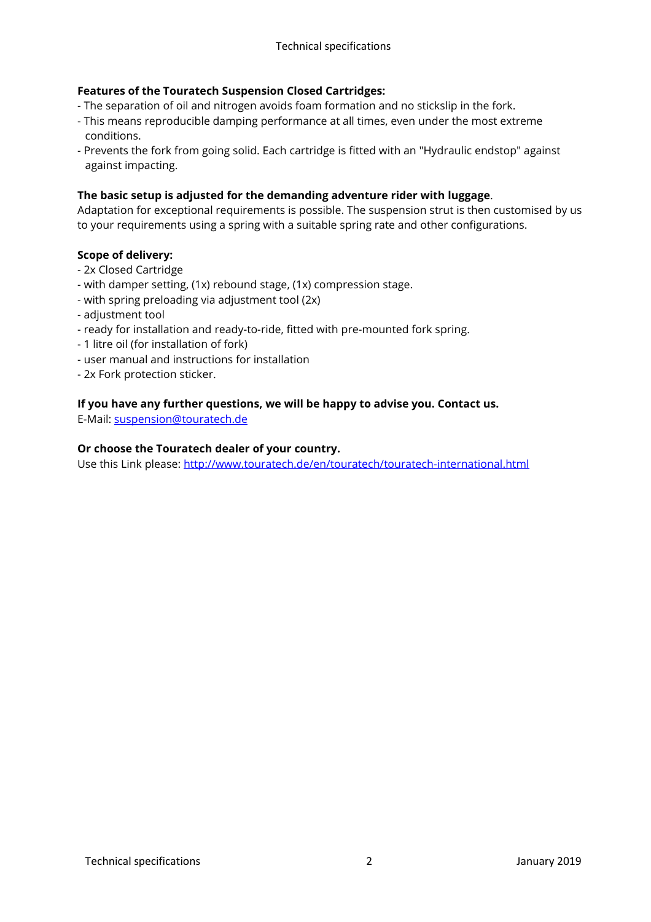**Features of the Touratech Suspension Closed Cartridges:**

- The separation of oil and nitrogen avoids foam formation and no stickslip in the fork.
- This means reproducible damping performance at all times, even under the most extreme conditions.
- Prevents the fork from going solid. Each cartridge is fitted with an "Hydraulic endstop" against against impacting.

**The basic setup is adjusted for the demanding adventure rider with luggage**.
Adaptation for exceptional requirements is possible. The suspension strut is then customised by us to your requirements using a spring with a suitable spring rate and other configurations.

**Scope of delivery:**

- 2x Closed Cartridge
- with damper setting, (1x) rebound stage, (1x) compression stage.
- with spring preloading via adjustment tool (2x)
- adjustment tool
- ready for installation and ready-to-ride, fitted with pre-mounted fork spring.
- 1 litre oil (for installation of fork)
- user manual and instructions for installation
- 2x Fork protection sticker.

**If you have any further questions, we will be happy to advise you. Contact us.**
E-Mail: suspension@touratech.de

**Or choose the Touratech dealer of your country.**
Use this Link please: http://www.touratech.de/en/touratech/touratech-international.html